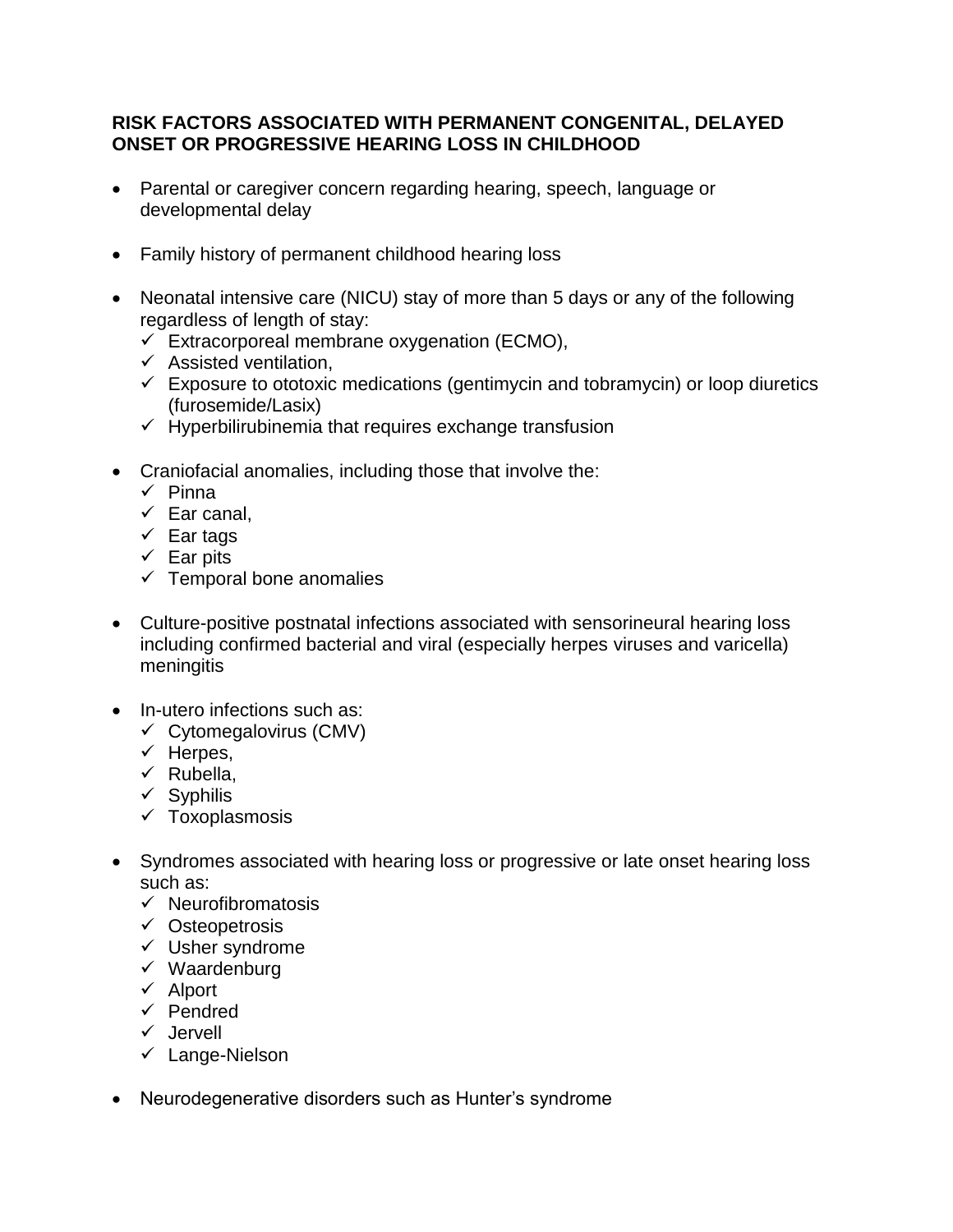**RISK FACTORS ASSOCIATED WITH PERMANENT CONGENITAL, DELAYED ONSET OR PROGRESSIVE HEARING LOSS IN CHILDHOOD**

- Parental or caregiver concern regarding hearing, speech, language or developmental delay

- Family history of permanent childhood hearing loss

- Neonatal intensive care (NICU) stay of more than 5 days or any of the following regardless of length of stay:
  - ✓ Extracorporeal membrane oxygenation (ECMO),
  - ✓ Assisted ventilation,
  - ✓ Exposure to ototoxic medications (gentimycin and tobramycin) or loop diuretics (furosemide/Lasix)
  - ✓ Hyperbilirubinemia that requires exchange transfusion

- Craniofacial anomalies, including those that involve the:
  - ✓ Pinna
  - ✓ Ear canal,
  - ✓ Ear tags
  - ✓ Ear pits
  - ✓ Temporal bone anomalies

- Culture-positive postnatal infections associated with sensorineural hearing loss including confirmed bacterial and viral (especially herpes viruses and varicella) meningitis

- In-utero infections such as:
  - ✓ Cytomegalovirus (CMV)
  - ✓ Herpes,
  - ✓ Rubella,
  - ✓ Syphilis
  - ✓ Toxoplasmosis

- Syndromes associated with hearing loss or progressive or late onset hearing loss such as:
  - ✓ Neurofibromatosis
  - ✓ Osteopetrosis
  - ✓ Usher syndrome
  - ✓ Waardenburg
  - ✓ Alport
  - ✓ Pendred
  - ✓ Jervell
  - ✓ Lange-Nielson

- Neurodegenerative disorders such as Hunter's syndrome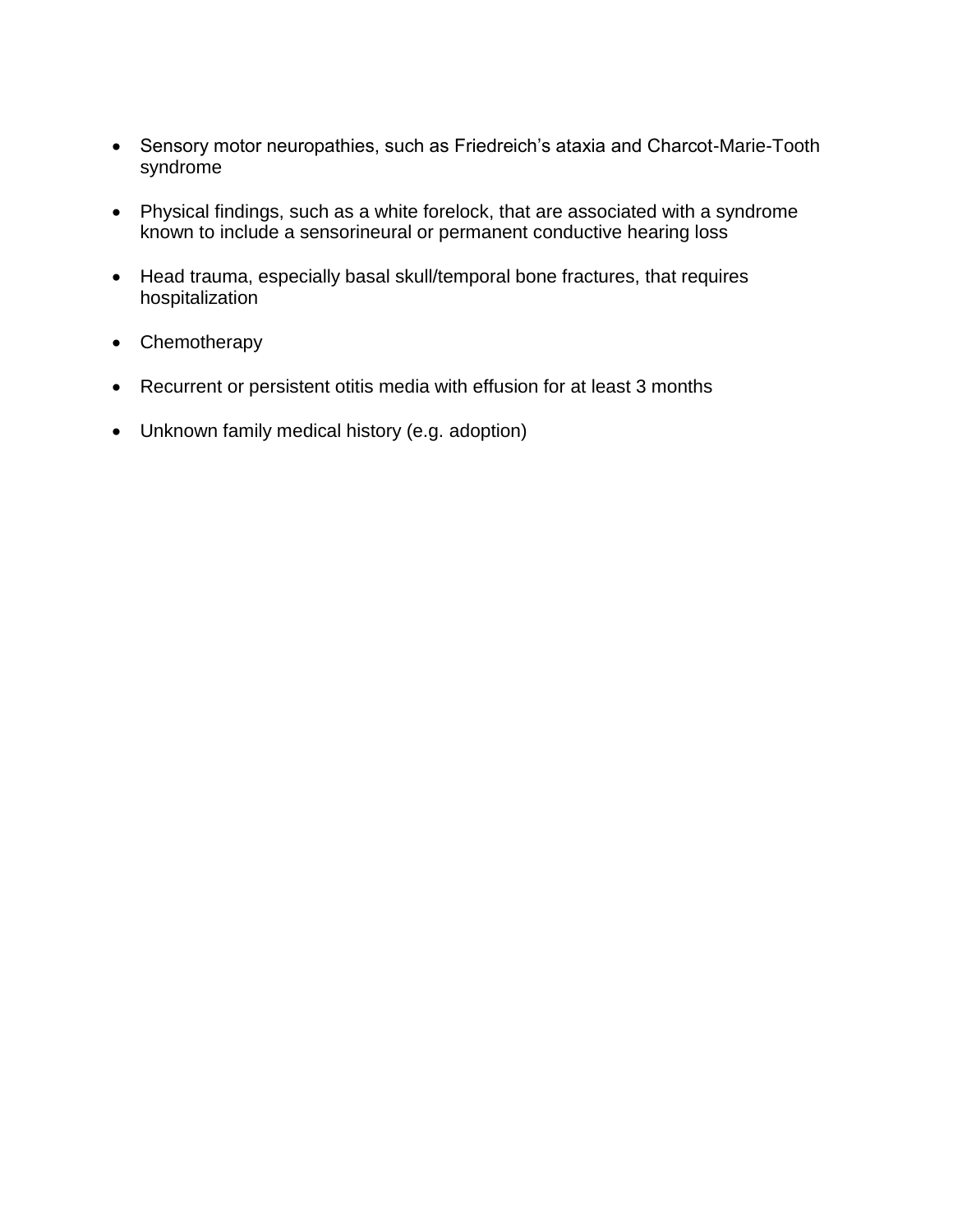- Sensory motor neuropathies, such as Friedreich's ataxia and Charcot-Marie-Tooth syndrome

- Physical findings, such as a white forelock, that are associated with a syndrome known to include a sensorineural or permanent conductive hearing loss

- Head trauma, especially basal skull/temporal bone fractures, that requires hospitalization

- Chemotherapy

- Recurrent or persistent otitis media with effusion for at least 3 months

- Unknown family medical history (e.g. adoption)